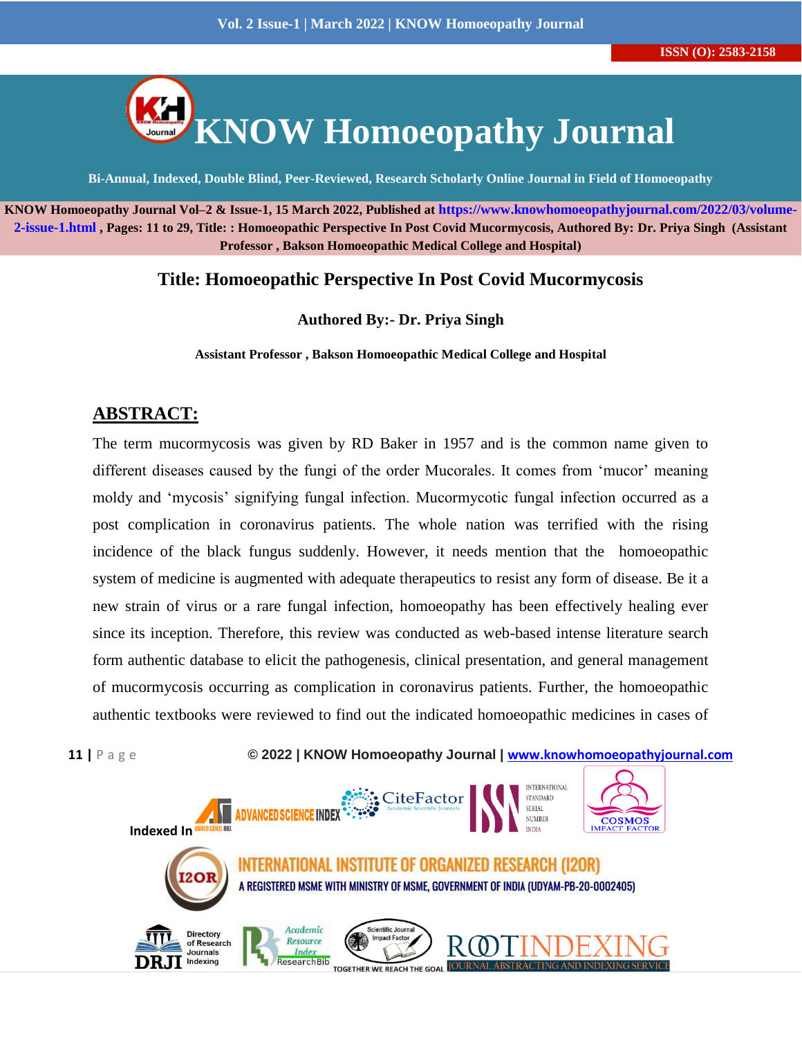# KNOW Homoeopathy Journal

Bi-Annual, Indexed, Double Blind, Peer-Reviewed, Research Scholarly Online Journal in Field of Homoeopathy

KNOW Homoeopathy Journal Vol–2 & Issue-1, 15 March 2022, Published at https://www.knowhomoeopathyjournal.com/2022/03/volume-2-issue-1.html , Pages: 11 to 29, Title: : Homoeopathic Perspective In Post Covid Mucormycosis, Authored By: Dr. Priya Singh (Assistant Professor , Bakson Homoeopathic Medical College and Hospital)

## Title: Homoeopathic Perspective In Post Covid Mucormycosis

**Authored By:- Dr. Priya Singh**

**Assistant Professor , Bakson Homoeopathic Medical College and Hospital**

## ABSTRACT:

The term mucormycosis was given by RD Baker in 1957 and is the common name given to different diseases caused by the fungi of the order Mucorales. It comes from 'mucor' meaning moldy and 'mycosis' signifying fungal infection. Mucormycotic fungal infection occurred as a post complication in coronavirus patients. The whole nation was terrified with the rising incidence of the black fungus suddenly. However, it needs mention that the homoeopathic system of medicine is augmented with adequate therapeutics to resist any form of disease. Be it a new strain of virus or a rare fungal infection, homoeopathy has been effectively healing ever since its inception. Therefore, this review was conducted as web-based intense literature search form authentic database to elicit the pathogenesis, clinical presentation, and general management of mucormycosis occurring as complication in coronavirus patients. Further, the homoeopathic authentic textbooks were reviewed to find out the indicated homoeopathic medicines in cases of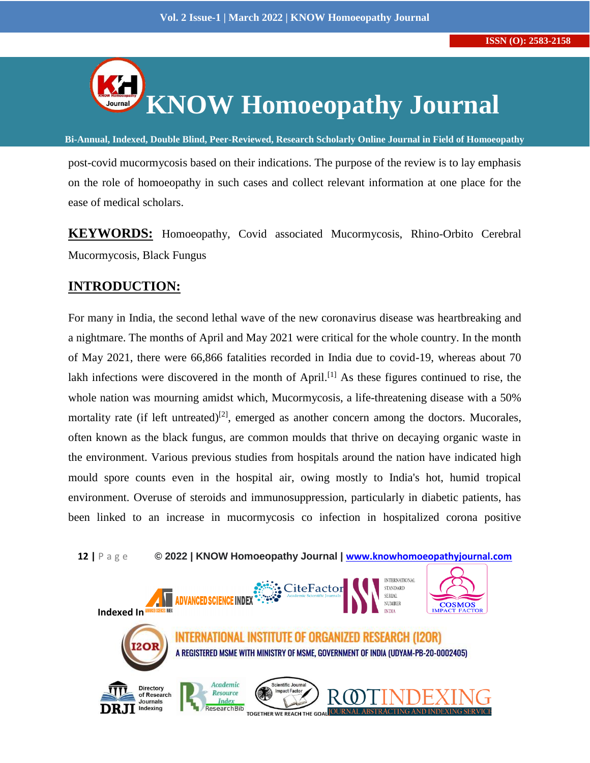post-covid mucormycosis based on their indications. The purpose of the review is to lay emphasis on the role of homoeopathy in such cases and collect relevant information at one place for the ease of medical scholars.

**KEYWORDS:** Homoeopathy, Covid associated Mucormycosis, Rhino-Orbito Cerebral Mucormycosis, Black Fungus

## INTRODUCTION:

For many in India, the second lethal wave of the new coronavirus disease was heartbreaking and a nightmare. The months of April and May 2021 were critical for the whole country. In the month of May 2021, there were 66,866 fatalities recorded in India due to covid-19, whereas about 70 lakh infections were discovered in the month of April.[1] As these figures continued to rise, the whole nation was mourning amidst which, Mucormycosis, a life-threatening disease with a 50% mortality rate (if left untreated)[2], emerged as another concern among the doctors. Mucorales, often known as the black fungus, are common moulds that thrive on decaying organic waste in the environment. Various previous studies from hospitals around the nation have indicated high mould spore counts even in the hospital air, owing mostly to India's hot, humid tropical environment. Overuse of steroids and immunosuppression, particularly in diabetic patients, has been linked to an increase in mucormycosis co infection in hospitalized corona positive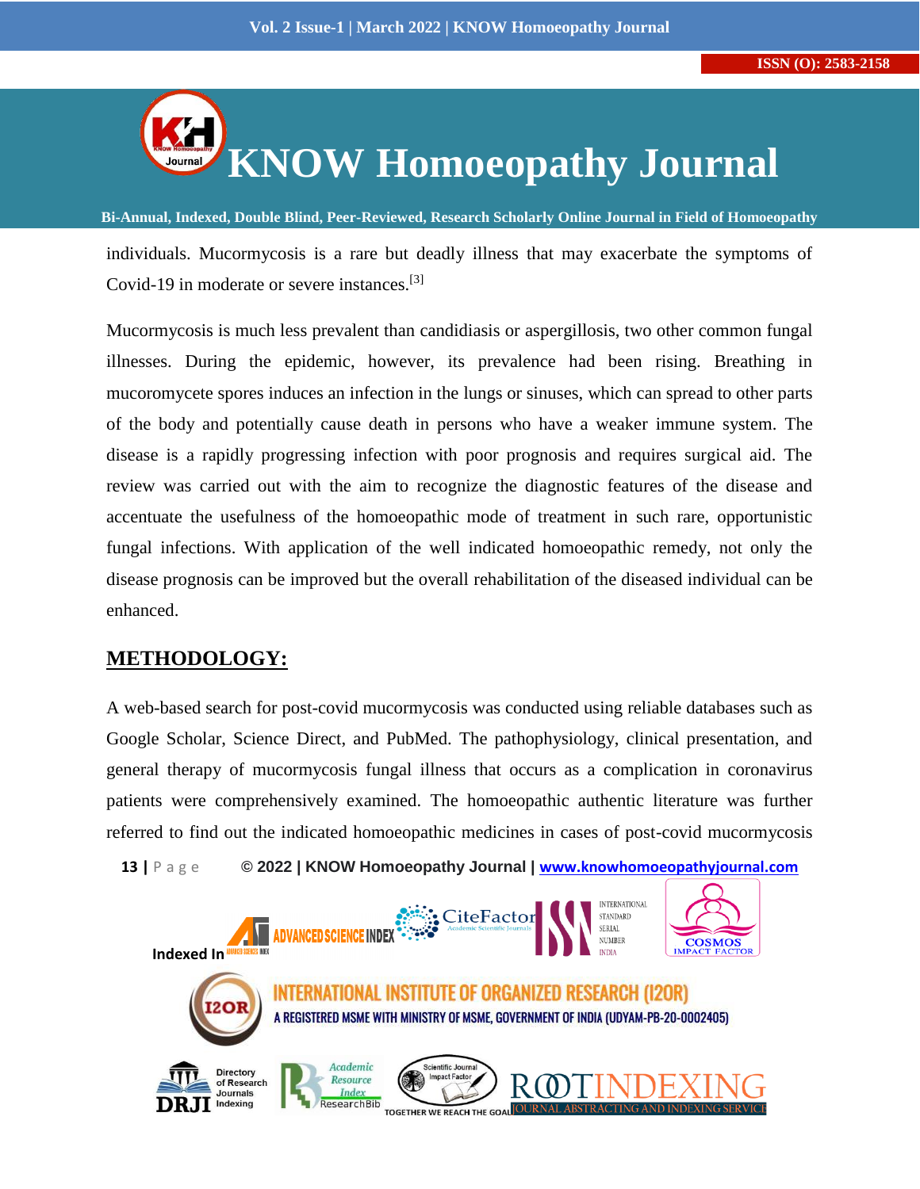individuals. Mucormycosis is a rare but deadly illness that may exacerbate the symptoms of Covid-19 in moderate or severe instances.[3]

Mucormycosis is much less prevalent than candidiasis or aspergillosis, two other common fungal illnesses. During the epidemic, however, its prevalence had been rising. Breathing in mucoromycete spores induces an infection in the lungs or sinuses, which can spread to other parts of the body and potentially cause death in persons who have a weaker immune system. The disease is a rapidly progressing infection with poor prognosis and requires surgical aid. The review was carried out with the aim to recognize the diagnostic features of the disease and accentuate the usefulness of the homoeopathic mode of treatment in such rare, opportunistic fungal infections. With application of the well indicated homoeopathic remedy, not only the disease prognosis can be improved but the overall rehabilitation of the diseased individual can be enhanced.

## METHODOLOGY:

A web-based search for post-covid mucormycosis was conducted using reliable databases such as Google Scholar, Science Direct, and PubMed. The pathophysiology, clinical presentation, and general therapy of mucormycosis fungal illness that occurs as a complication in coronavirus patients were comprehensively examined. The homoeopathic authentic literature was further referred to find out the indicated homoeopathic medicines in cases of post-covid mucormycosis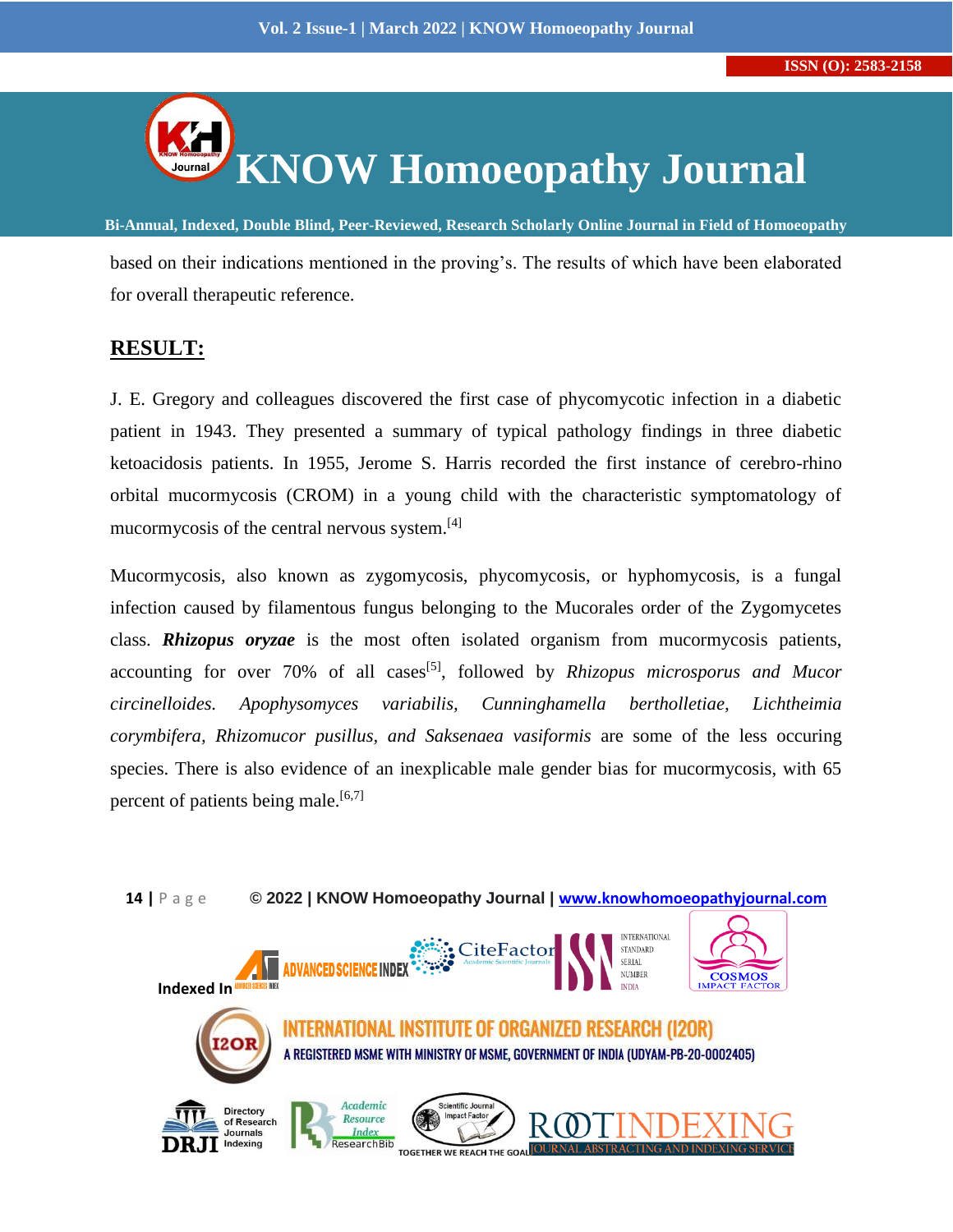based on their indications mentioned in the proving's. The results of which have been elaborated for overall therapeutic reference.

## RESULT:

J. E. Gregory and colleagues discovered the first case of phycomycotic infection in a diabetic patient in 1943. They presented a summary of typical pathology findings in three diabetic ketoacidosis patients. In 1955, Jerome S. Harris recorded the first instance of cerebro-rhino orbital mucormycosis (CROM) in a young child with the characteristic symptomatology of mucormycosis of the central nervous system.[4]

Mucormycosis, also known as zygomycosis, phycomycosis, or hyphomycosis, is a fungal infection caused by filamentous fungus belonging to the Mucorales order of the Zygomycetes class. ***Rhizopus oryzae*** is the most often isolated organism from mucormycosis patients, accounting for over 70% of all cases[5], followed by *Rhizopus microsporus and Mucor circinelloides. Apophysomyces variabilis, Cunninghamella bertholletiae, Lichtheimia corymbifera, Rhizomucor pusillus, and Saksenaea vasiformis* are some of the less occuring species. There is also evidence of an inexplicable male gender bias for mucormycosis, with 65 percent of patients being male.[6,7]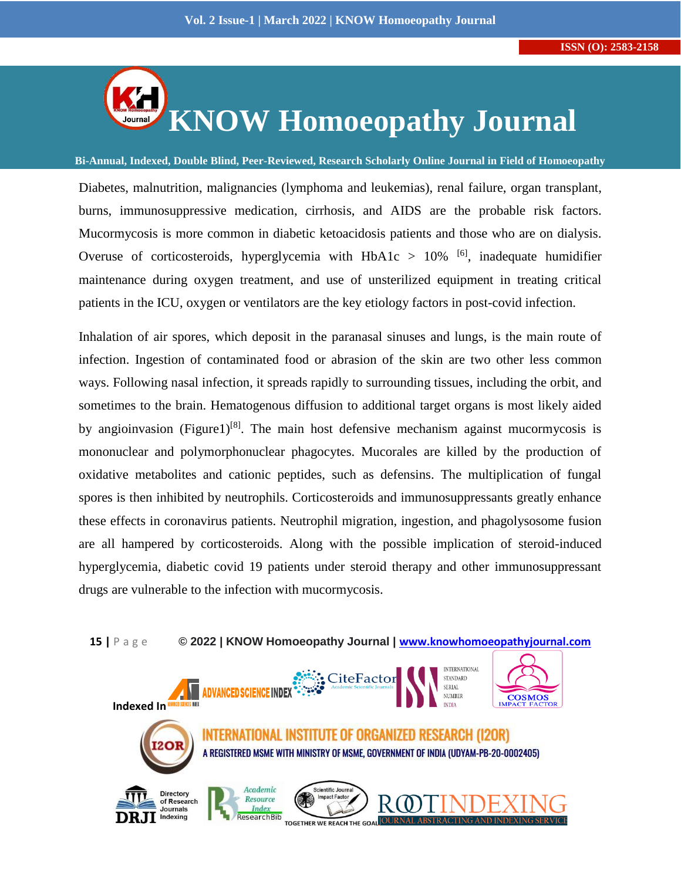Diabetes, malnutrition, malignancies (lymphoma and leukemias), renal failure, organ transplant, burns, immunosuppressive medication, cirrhosis, and AIDS are the probable risk factors. Mucormycosis is more common in diabetic ketoacidosis patients and those who are on dialysis. Overuse of corticosteroids, hyperglycemia with HbA1c > 10% [6], inadequate humidifier maintenance during oxygen treatment, and use of unsterilized equipment in treating critical patients in the ICU, oxygen or ventilators are the key etiology factors in post-covid infection.

Inhalation of air spores, which deposit in the paranasal sinuses and lungs, is the main route of infection. Ingestion of contaminated food or abrasion of the skin are two other less common ways. Following nasal infection, it spreads rapidly to surrounding tissues, including the orbit, and sometimes to the brain. Hematogenous diffusion to additional target organs is most likely aided by angioinvasion (Figure1)[8]. The main host defensive mechanism against mucormycosis is mononuclear and polymorphonuclear phagocytes. Mucorales are killed by the production of oxidative metabolites and cationic peptides, such as defensins. The multiplication of fungal spores is then inhibited by neutrophils. Corticosteroids and immunosuppressants greatly enhance these effects in coronavirus patients. Neutrophil migration, ingestion, and phagolysosome fusion are all hampered by corticosteroids. Along with the possible implication of steroid-induced hyperglycemia, diabetic covid 19 patients under steroid therapy and other immunosuppressant drugs are vulnerable to the infection with mucormycosis.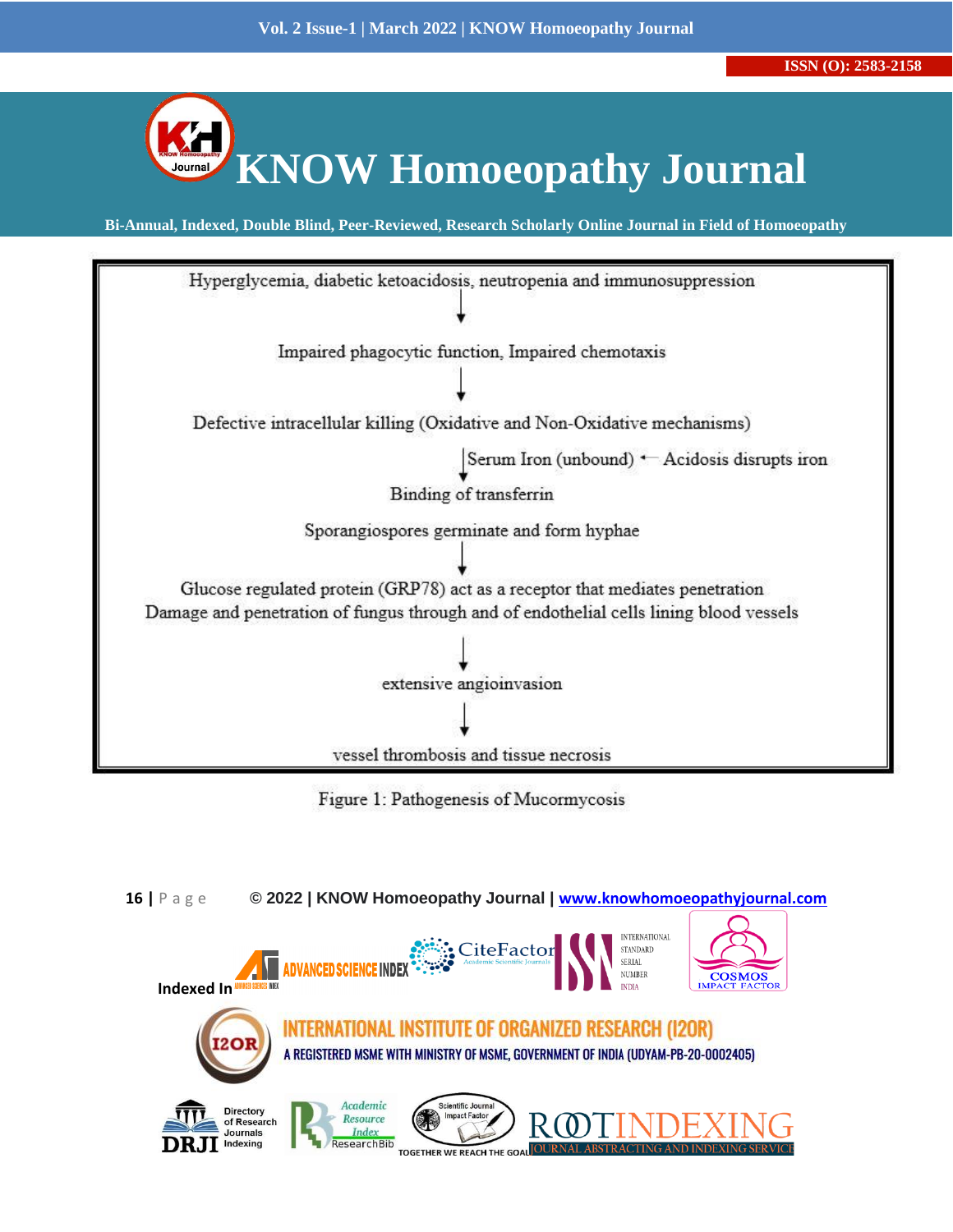Hyperglycemia, diabetic ketoacidosis, neutropenia and immunosuppression

↓

Impaired phagocytic function, Impaired chemotaxis

↓

Defective intracellular killing (Oxidative and Non-Oxidative mechanisms)

↓ Serum Iron (unbound) ← Acidosis disrupts iron

Binding of transferrin

Sporangiospores germinate and form hyphae

↓

Glucose regulated protein (GRP78) act as a receptor that mediates penetration
Damage and penetration of fungus through and of endothelial cells lining blood vessels

↓

extensive angioinvasion

↓

vessel thrombosis and tissue necrosis

Figure 1: Pathogenesis of Mucormycosis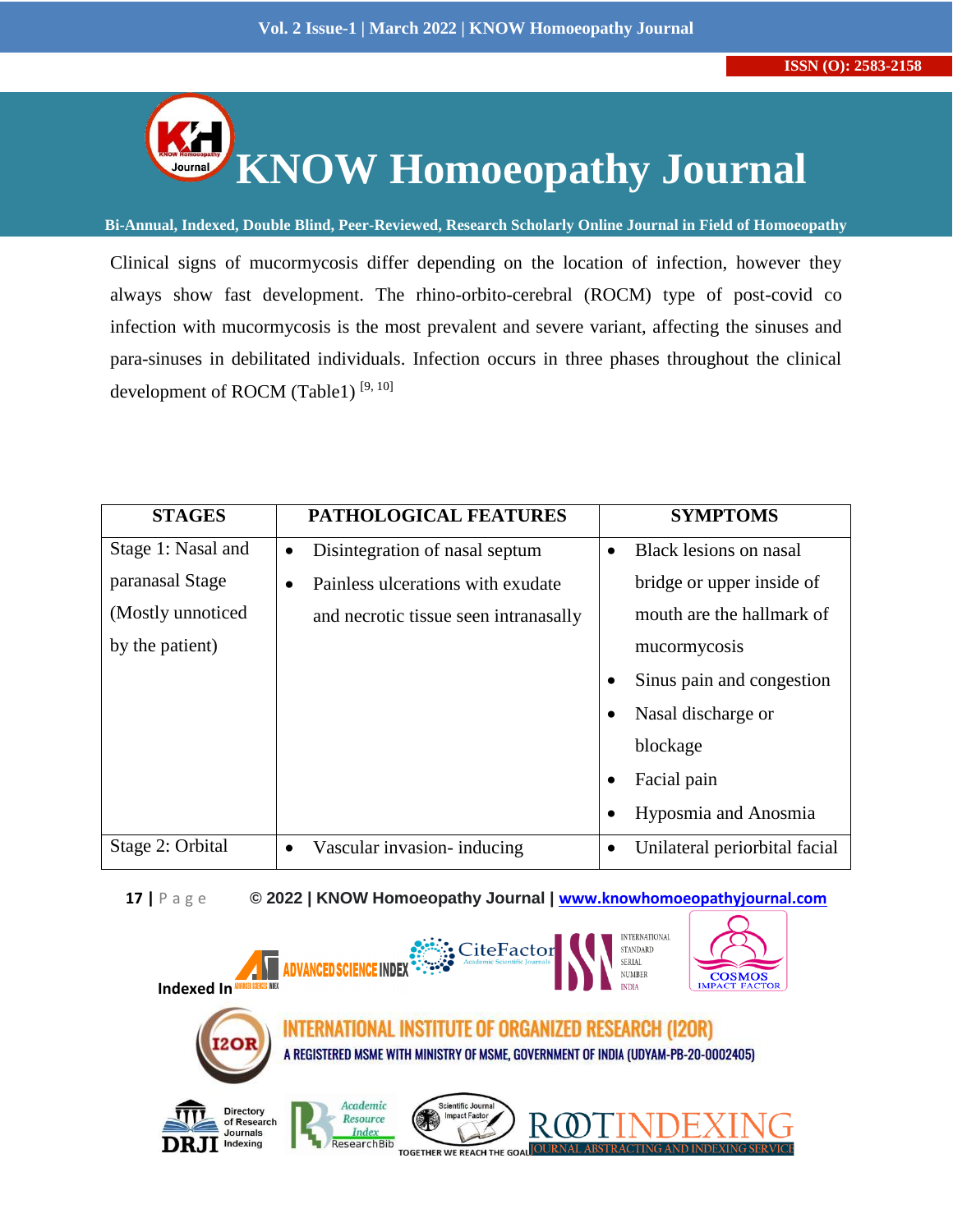Clinical signs of mucormycosis differ depending on the location of infection, however they always show fast development. The rhino-orbito-cerebral (ROCM) type of post-covid co infection with mucormycosis is the most prevalent and severe variant, affecting the sinuses and para-sinuses in debilitated individuals. Infection occurs in three phases throughout the clinical development of ROCM (Table1) [9, 10]

| STAGES | PATHOLOGICAL FEATURES | SYMPTOMS |
|---|---|---|
| Stage 1: Nasal and paranasal Stage (Mostly unnoticed by the patient) | • Disintegration of nasal septum<br>• Painless ulcerations with exudate and necrotic tissue seen intranasally | • Black lesions on nasal bridge or upper inside of mouth are the hallmark of mucormycosis<br>• Sinus pain and congestion<br>• Nasal discharge or blockage<br>• Facial pain<br>• Hyposmia and Anosmia |
| Stage 2: Orbital | • Vascular invasion- inducing | • Unilateral periorbital facial |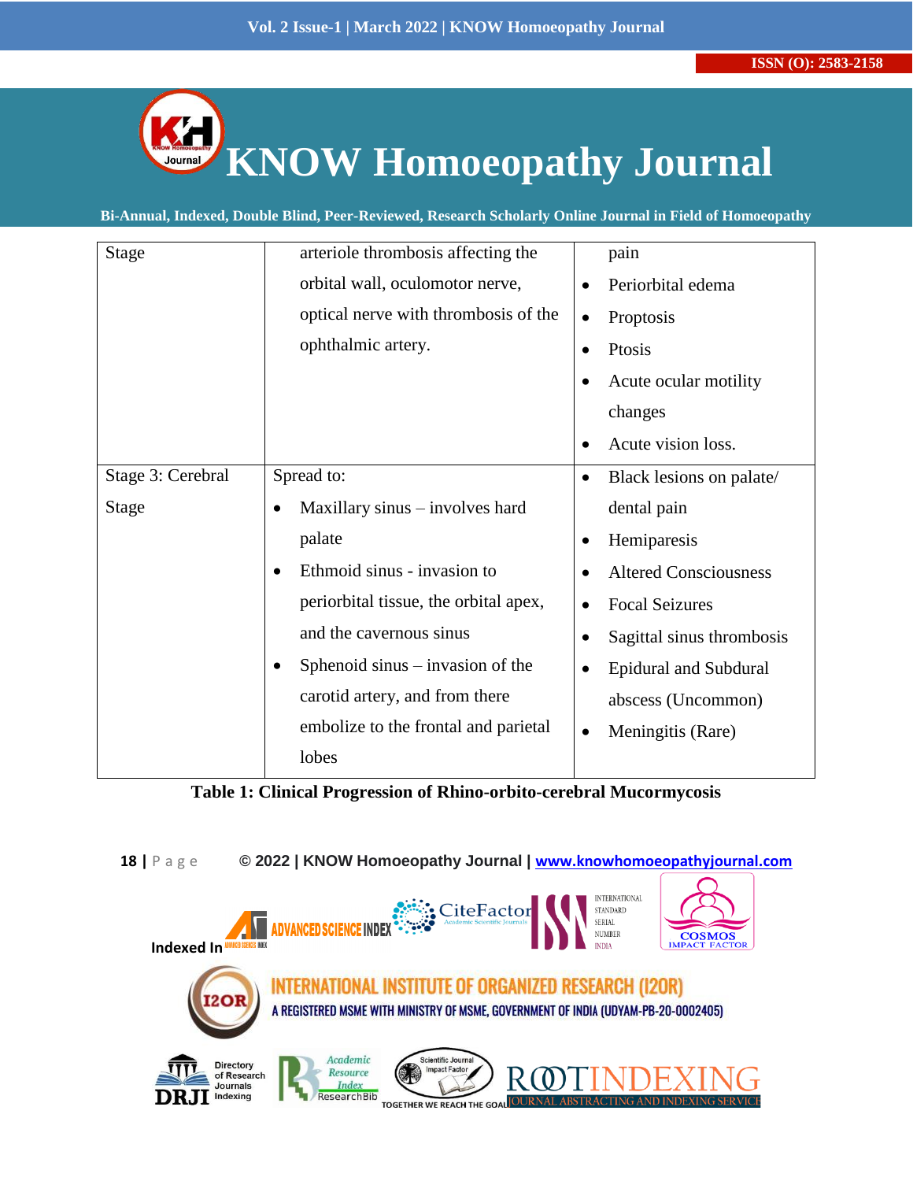| | | |
|---|---|---|
| Stage | arteriole thrombosis affecting the orbital wall, oculomotor nerve, optical nerve with thrombosis of the ophthalmic artery. | pain<br>• Periorbital edema<br>• Proptosis<br>• Ptosis<br>• Acute ocular motility changes<br>• Acute vision loss. |
| Stage 3: Cerebral Stage | Spread to:<br>• Maxillary sinus – involves hard palate<br>• Ethmoid sinus - invasion to periorbital tissue, the orbital apex, and the cavernous sinus<br>• Sphenoid sinus – invasion of the carotid artery, and from there embolize to the frontal and parietal lobes | • Black lesions on palate/ dental pain<br>• Hemiparesis<br>• Altered Consciousness<br>• Focal Seizures<br>• Sagittal sinus thrombosis<br>• Epidural and Subdural abscess (Uncommon)<br>• Meningitis (Rare) |

**Table 1: Clinical Progression of Rhino-orbito-cerebral Mucormycosis**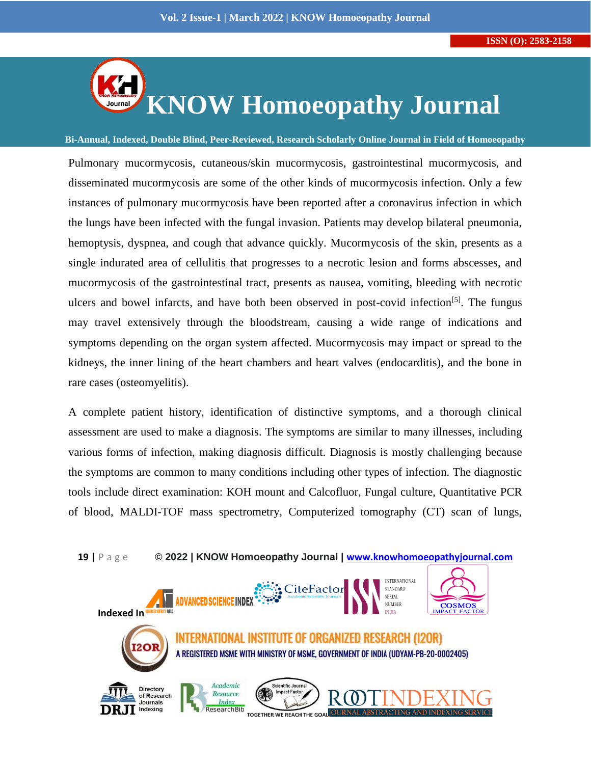Pulmonary mucormycosis, cutaneous/skin mucormycosis, gastrointestinal mucormycosis, and disseminated mucormycosis are some of the other kinds of mucormycosis infection. Only a few instances of pulmonary mucormycosis have been reported after a coronavirus infection in which the lungs have been infected with the fungal invasion. Patients may develop bilateral pneumonia, hemoptysis, dyspnea, and cough that advance quickly. Mucormycosis of the skin, presents as a single indurated area of cellulitis that progresses to a necrotic lesion and forms abscesses, and mucormycosis of the gastrointestinal tract, presents as nausea, vomiting, bleeding with necrotic ulcers and bowel infarcts, and have both been observed in post-covid infection[5]. The fungus may travel extensively through the bloodstream, causing a wide range of indications and symptoms depending on the organ system affected. Mucormycosis may impact or spread to the kidneys, the inner lining of the heart chambers and heart valves (endocarditis), and the bone in rare cases (osteomyelitis).

A complete patient history, identification of distinctive symptoms, and a thorough clinical assessment are used to make a diagnosis. The symptoms are similar to many illnesses, including various forms of infection, making diagnosis difficult. Diagnosis is mostly challenging because the symptoms are common to many conditions including other types of infection. The diagnostic tools include direct examination: KOH mount and Calcofluor, Fungal culture, Quantitative PCR of blood, MALDI-TOF mass spectrometry, Computerized tomography (CT) scan of lungs,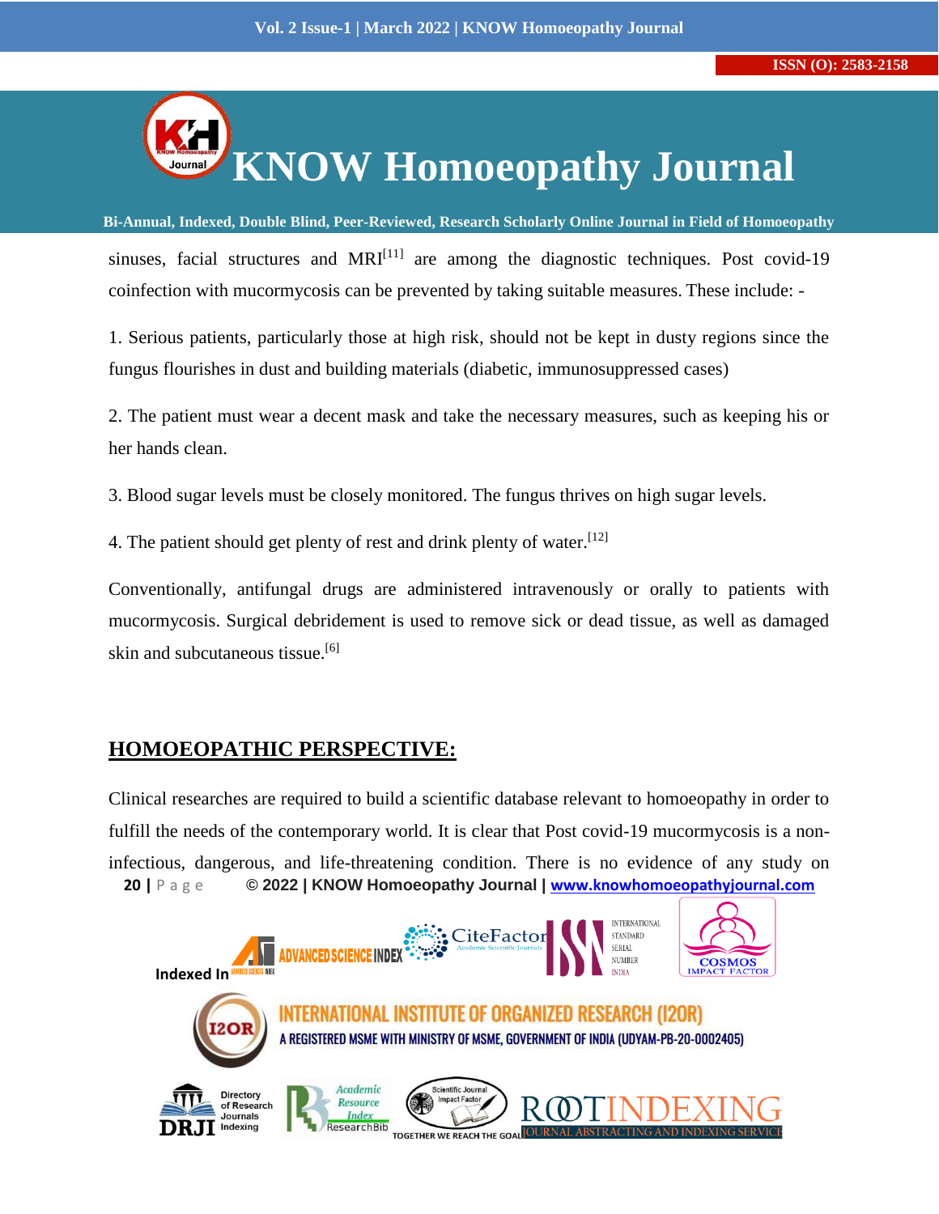sinuses, facial structures and MRI[11] are among the diagnostic techniques. Post covid-19 coinfection with mucormycosis can be prevented by taking suitable measures. These include: -

1. Serious patients, particularly those at high risk, should not be kept in dusty regions since the fungus flourishes in dust and building materials (diabetic, immunosuppressed cases)

2. The patient must wear a decent mask and take the necessary measures, such as keeping his or her hands clean.

3. Blood sugar levels must be closely monitored. The fungus thrives on high sugar levels.

4. The patient should get plenty of rest and drink plenty of water.[12]

Conventionally, antifungal drugs are administered intravenously or orally to patients with mucormycosis. Surgical debridement is used to remove sick or dead tissue, as well as damaged skin and subcutaneous tissue.[6]

## HOMOEOPATHIC PERSPECTIVE:

Clinical researches are required to build a scientific database relevant to homoeopathy in order to fulfill the needs of the contemporary world. It is clear that Post covid-19 mucormycosis is a non-infectious, dangerous, and life-threatening condition. There is no evidence of any study on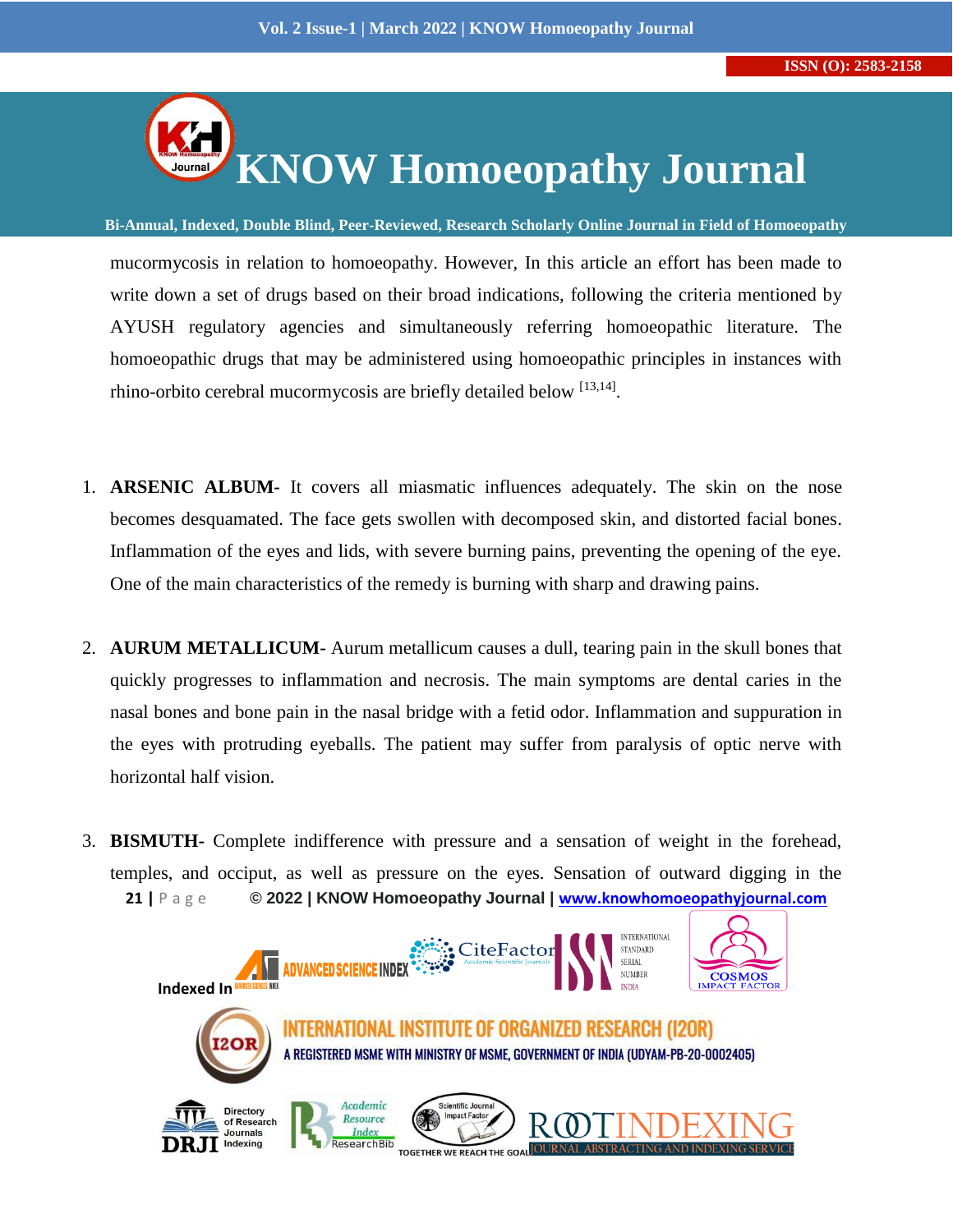mucormycosis in relation to homoeopathy. However, In this article an effort has been made to write down a set of drugs based on their broad indications, following the criteria mentioned by AYUSH regulatory agencies and simultaneously referring homoeopathic literature. The homoeopathic drugs that may be administered using homoeopathic principles in instances with rhino-orbito cerebral mucormycosis are briefly detailed below [13,14].

1. **ARSENIC ALBUM-** It covers all miasmatic influences adequately. The skin on the nose becomes desquamated. The face gets swollen with decomposed skin, and distorted facial bones. Inflammation of the eyes and lids, with severe burning pains, preventing the opening of the eye. One of the main characteristics of the remedy is burning with sharp and drawing pains.

2. **AURUM METALLICUM-** Aurum metallicum causes a dull, tearing pain in the skull bones that quickly progresses to inflammation and necrosis. The main symptoms are dental caries in the nasal bones and bone pain in the nasal bridge with a fetid odor. Inflammation and suppuration in the eyes with protruding eyeballs. The patient may suffer from paralysis of optic nerve with horizontal half vision.

3. **BISMUTH-** Complete indifference with pressure and a sensation of weight in the forehead, temples, and occiput, as well as pressure on the eyes. Sensation of outward digging in the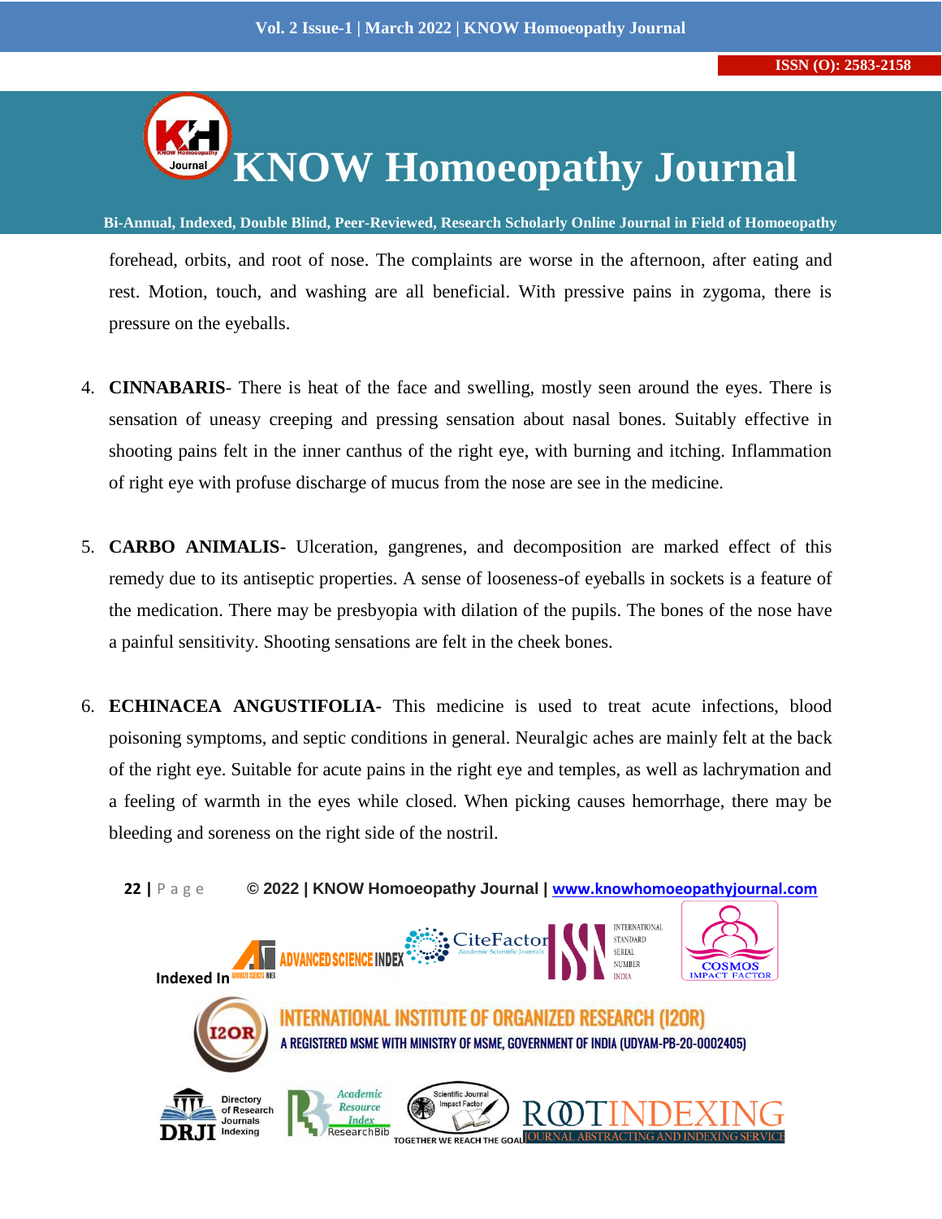forehead, orbits, and root of nose. The complaints are worse in the afternoon, after eating and rest. Motion, touch, and washing are all beneficial. With pressive pains in zygoma, there is pressure on the eyeballs.

4. **CINNABARIS**- There is heat of the face and swelling, mostly seen around the eyes. There is sensation of uneasy creeping and pressing sensation about nasal bones. Suitably effective in shooting pains felt in the inner canthus of the right eye, with burning and itching. Inflammation of right eye with profuse discharge of mucus from the nose are see in the medicine.

5. **CARBO ANIMALIS-** Ulceration, gangrenes, and decomposition are marked effect of this remedy due to its antiseptic properties. A sense of looseness-of eyeballs in sockets is a feature of the medication. There may be presbyopia with dilation of the pupils. The bones of the nose have a painful sensitivity. Shooting sensations are felt in the cheek bones.

6. **ECHINACEA ANGUSTIFOLIA-** This medicine is used to treat acute infections, blood poisoning symptoms, and septic conditions in general. Neuralgic aches are mainly felt at the back of the right eye. Suitable for acute pains in the right eye and temples, as well as lachrymation and a feeling of warmth in the eyes while closed. When picking causes hemorrhage, there may be bleeding and soreness on the right side of the nostril.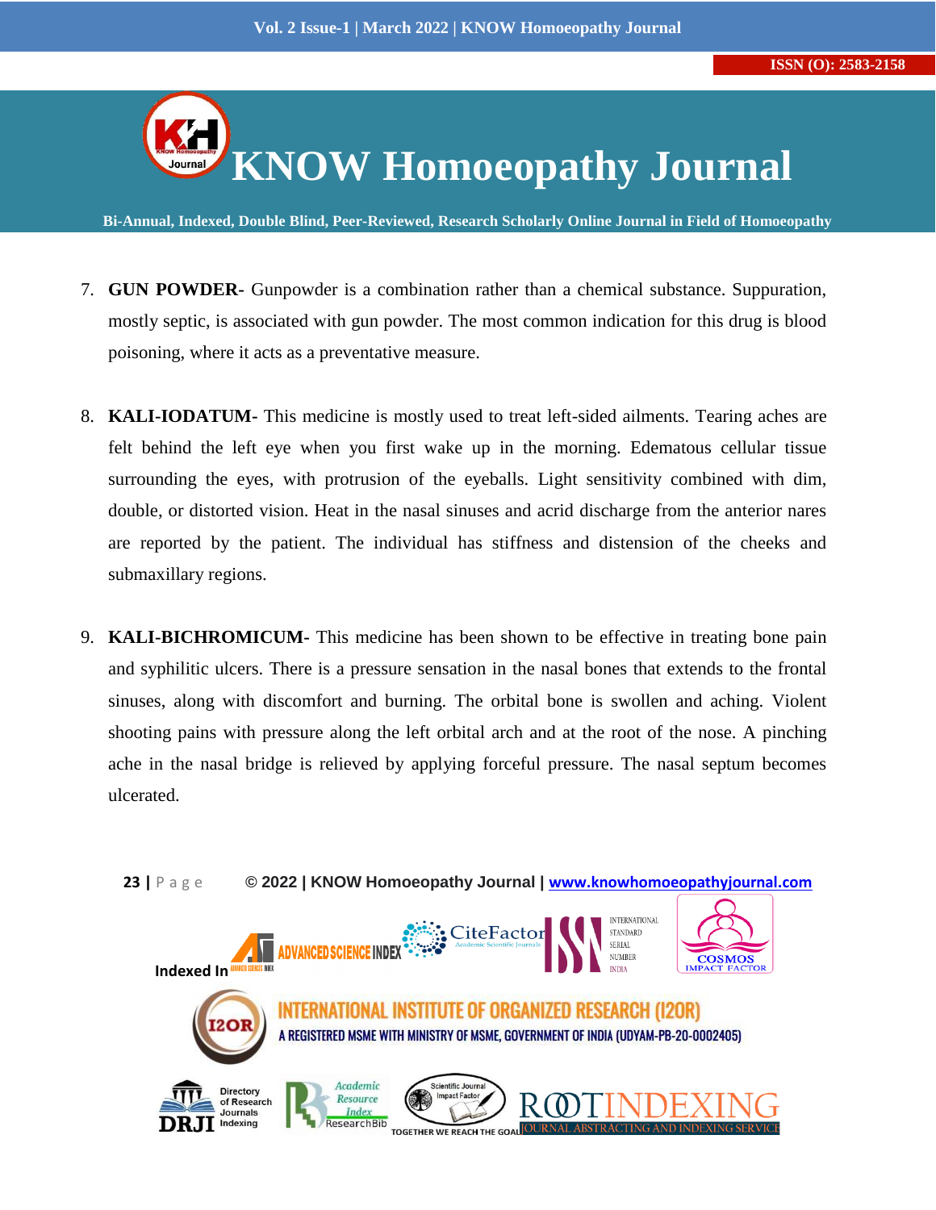7. **GUN POWDER-** Gunpowder is a combination rather than a chemical substance. Suppuration, mostly septic, is associated with gun powder. The most common indication for this drug is blood poisoning, where it acts as a preventative measure.

8. **KALI-IODATUM-** This medicine is mostly used to treat left-sided ailments. Tearing aches are felt behind the left eye when you first wake up in the morning. Edematous cellular tissue surrounding the eyes, with protrusion of the eyeballs. Light sensitivity combined with dim, double, or distorted vision. Heat in the nasal sinuses and acrid discharge from the anterior nares are reported by the patient. The individual has stiffness and distension of the cheeks and submaxillary regions.

9. **KALI-BICHROMICUM-** This medicine has been shown to be effective in treating bone pain and syphilitic ulcers. There is a pressure sensation in the nasal bones that extends to the frontal sinuses, along with discomfort and burning. The orbital bone is swollen and aching. Violent shooting pains with pressure along the left orbital arch and at the root of the nose. A pinching ache in the nasal bridge is relieved by applying forceful pressure. The nasal septum becomes ulcerated.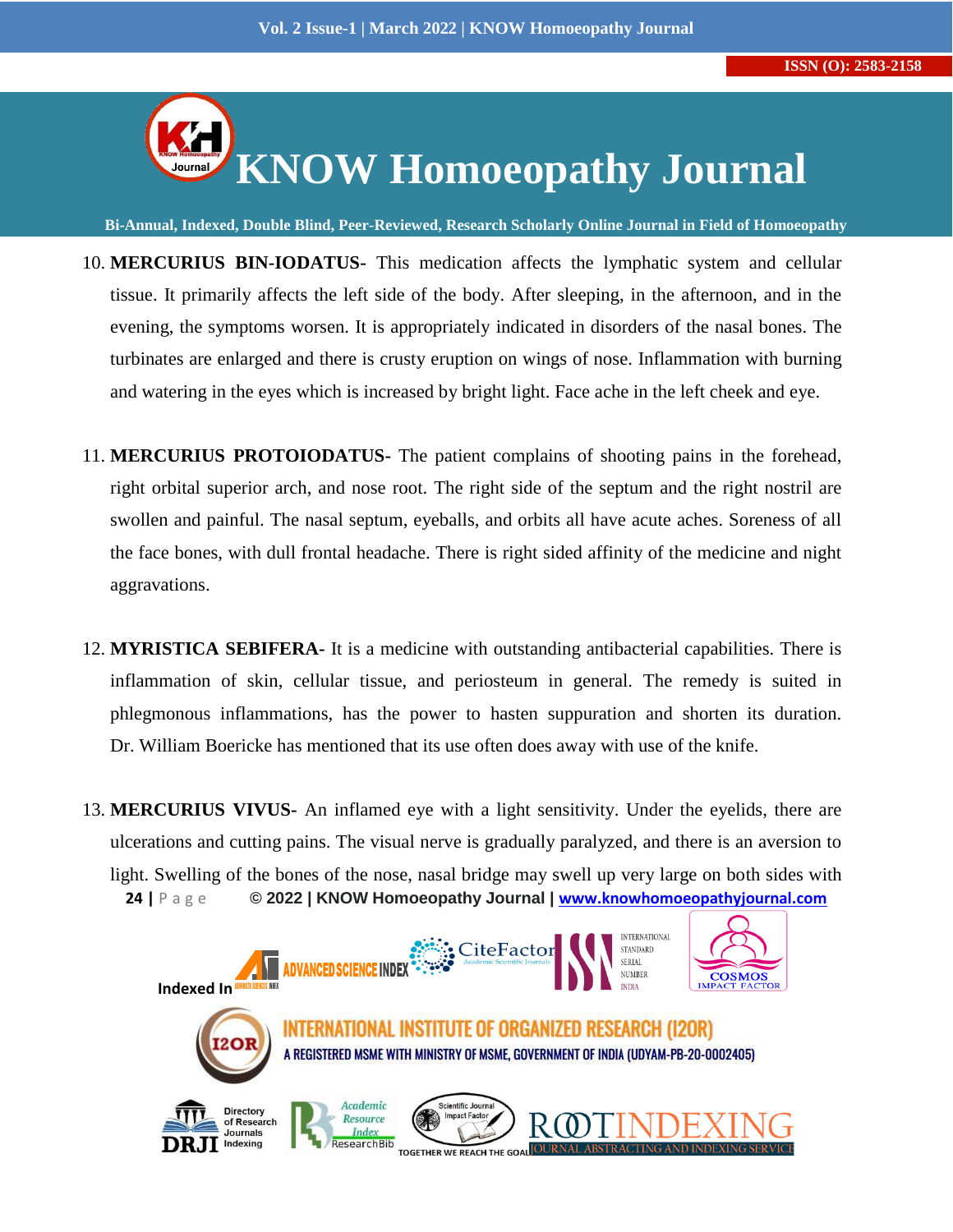10. **MERCURIUS BIN-IODATUS-** This medication affects the lymphatic system and cellular tissue. It primarily affects the left side of the body. After sleeping, in the afternoon, and in the evening, the symptoms worsen. It is appropriately indicated in disorders of the nasal bones. The turbinates are enlarged and there is crusty eruption on wings of nose. Inflammation with burning and watering in the eyes which is increased by bright light. Face ache in the left cheek and eye.

11. **MERCURIUS PROTOIODATUS-** The patient complains of shooting pains in the forehead, right orbital superior arch, and nose root. The right side of the septum and the right nostril are swollen and painful. The nasal septum, eyeballs, and orbits all have acute aches. Soreness of all the face bones, with dull frontal headache. There is right sided affinity of the medicine and night aggravations.

12. **MYRISTICA SEBIFERA-** It is a medicine with outstanding antibacterial capabilities. There is inflammation of skin, cellular tissue, and periosteum in general. The remedy is suited in phlegmonous inflammations, has the power to hasten suppuration and shorten its duration. Dr. William Boericke has mentioned that its use often does away with use of the knife.

13. **MERCURIUS VIVUS-** An inflamed eye with a light sensitivity. Under the eyelids, there are ulcerations and cutting pains. The visual nerve is gradually paralyzed, and there is an aversion to light. Swelling of the bones of the nose, nasal bridge may swell up very large on both sides with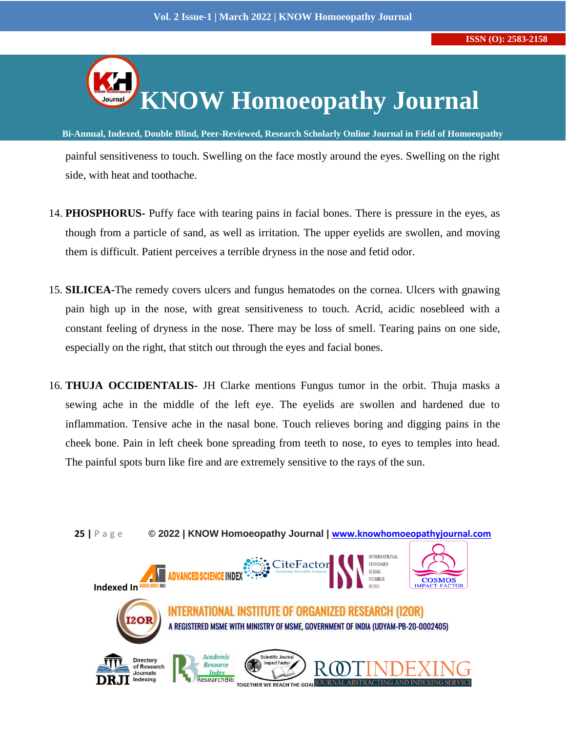painful sensitiveness to touch. Swelling on the face mostly around the eyes. Swelling on the right side, with heat and toothache.

14. **PHOSPHORUS-** Puffy face with tearing pains in facial bones. There is pressure in the eyes, as though from a particle of sand, as well as irritation. The upper eyelids are swollen, and moving them is difficult. Patient perceives a terrible dryness in the nose and fetid odor.

15. **SILICEA-**The remedy covers ulcers and fungus hematodes on the cornea. Ulcers with gnawing pain high up in the nose, with great sensitiveness to touch. Acrid, acidic nosebleed with a constant feeling of dryness in the nose. There may be loss of smell. Tearing pains on one side, especially on the right, that stitch out through the eyes and facial bones.

16. **THUJA OCCIDENTALIS-** JH Clarke mentions Fungus tumor in the orbit. Thuja masks a sewing ache in the middle of the left eye. The eyelids are swollen and hardened due to inflammation. Tensive ache in the nasal bone. Touch relieves boring and digging pains in the cheek bone. Pain in left cheek bone spreading from teeth to nose, to eyes to temples into head. The painful spots burn like fire and are extremely sensitive to the rays of the sun.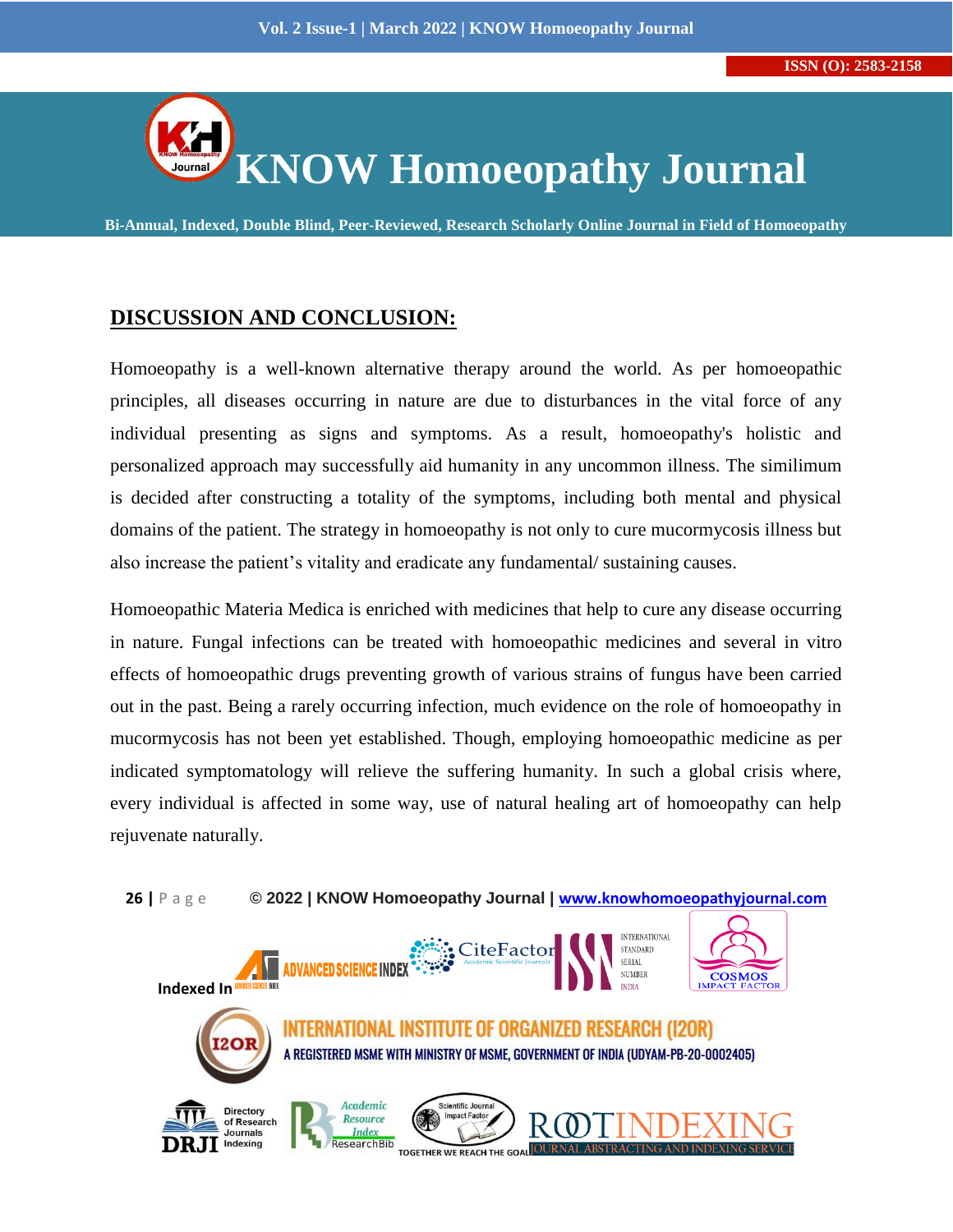## DISCUSSION AND CONCLUSION:

Homoeopathy is a well-known alternative therapy around the world. As per homoeopathic principles, all diseases occurring in nature are due to disturbances in the vital force of any individual presenting as signs and symptoms. As a result, homoeopathy's holistic and personalized approach may successfully aid humanity in any uncommon illness. The similimum is decided after constructing a totality of the symptoms, including both mental and physical domains of the patient. The strategy in homoeopathy is not only to cure mucormycosis illness but also increase the patient's vitality and eradicate any fundamental/ sustaining causes.

Homoeopathic Materia Medica is enriched with medicines that help to cure any disease occurring in nature. Fungal infections can be treated with homoeopathic medicines and several in vitro effects of homoeopathic drugs preventing growth of various strains of fungus have been carried out in the past. Being a rarely occurring infection, much evidence on the role of homoeopathy in mucormycosis has not been yet established. Though, employing homoeopathic medicine as per indicated symptomatology will relieve the suffering humanity. In such a global crisis where, every individual is affected in some way, use of natural healing art of homoeopathy can help rejuvenate naturally.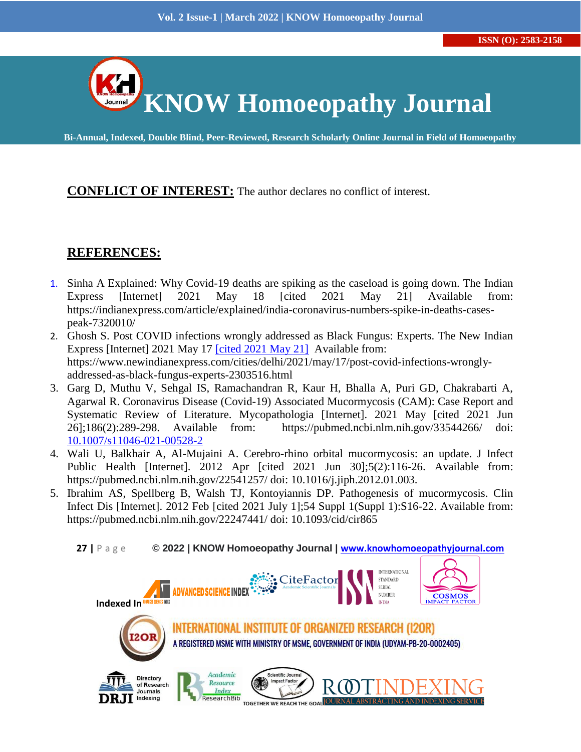**CONFLICT OF INTEREST:** The author declares no conflict of interest.

## REFERENCES:

1. Sinha A Explained: Why Covid-19 deaths are spiking as the caseload is going down. The Indian Express [Internet] 2021 May 18 [cited 2021 May 21] Available from: https://indianexpress.com/article/explained/india-coronavirus-numbers-spike-in-deaths-cases-peak-7320010/
2. Ghosh S. Post COVID infections wrongly addressed as Black Fungus: Experts. The New Indian Express [Internet] 2021 May 17 [cited 2021 May 21] Available from: https://www.newindianexpress.com/cities/delhi/2021/may/17/post-covid-infections-wrongly-addressed-as-black-fungus-experts-2303516.html
3. Garg D, Muthu V, Sehgal IS, Ramachandran R, Kaur H, Bhalla A, Puri GD, Chakrabarti A, Agarwal R. Coronavirus Disease (Covid-19) Associated Mucormycosis (CAM): Case Report and Systematic Review of Literature. Mycopathologia [Internet]. 2021 May [cited 2021 Jun 26];186(2):289-298. Available from: https://pubmed.ncbi.nlm.nih.gov/33544266/ doi: 10.1007/s11046-021-00528-2
4. Wali U, Balkhair A, Al-Mujaini A. Cerebro-rhino orbital mucormycosis: an update. J Infect Public Health [Internet]. 2012 Apr [cited 2021 Jun 30];5(2):116-26. Available from: https://pubmed.ncbi.nlm.nih.gov/22541257/ doi: 10.1016/j.jiph.2012.01.003.
5. Ibrahim AS, Spellberg B, Walsh TJ, Kontoyiannis DP. Pathogenesis of mucormycosis. Clin Infect Dis [Internet]. 2012 Feb [cited 2021 July 1];54 Suppl 1(Suppl 1):S16-22. Available from: https://pubmed.ncbi.nlm.nih.gov/22247441/ doi: 10.1093/cid/cir865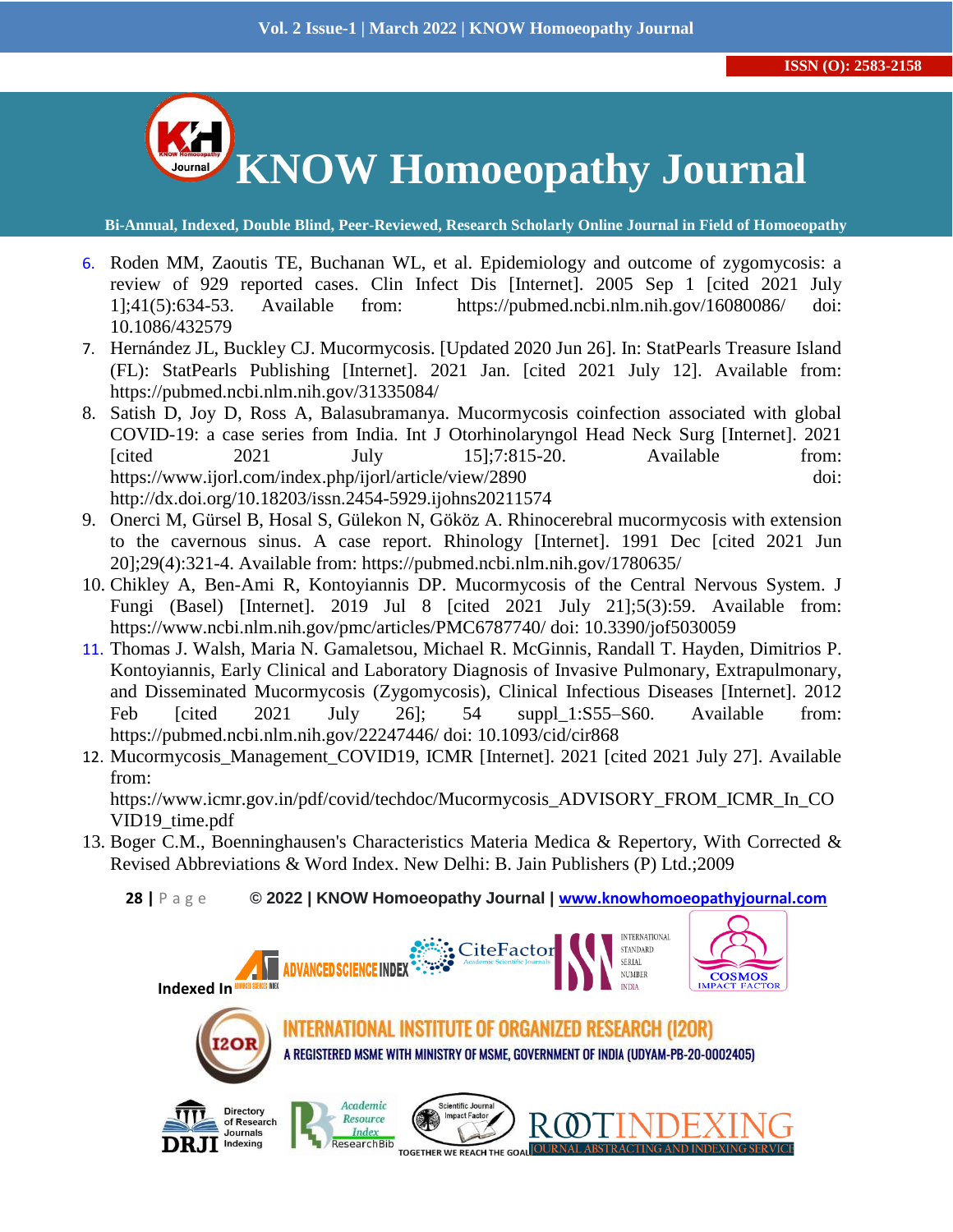6. Roden MM, Zaoutis TE, Buchanan WL, et al. Epidemiology and outcome of zygomycosis: a review of 929 reported cases. Clin Infect Dis [Internet]. 2005 Sep 1 [cited 2021 July 1];41(5):634-53. Available from: https://pubmed.ncbi.nlm.nih.gov/16080086/ doi: 10.1086/432579
7. Hernández JL, Buckley CJ. Mucormycosis. [Updated 2020 Jun 26]. In: StatPearls Treasure Island (FL): StatPearls Publishing [Internet]. 2021 Jan. [cited 2021 July 12]. Available from: https://pubmed.ncbi.nlm.nih.gov/31335084/
8. Satish D, Joy D, Ross A, Balasubramanya. Mucormycosis coinfection associated with global COVID-19: a case series from India. Int J Otorhinolaryngol Head Neck Surg [Internet]. 2021 [cited 2021 July 15];7:815-20. Available from: https://www.ijorl.com/index.php/ijorl/article/view/2890 doi: http://dx.doi.org/10.18203/issn.2454-5929.ijohns20211574
9. Onerci M, Gürsel B, Hosal S, Gülekon N, Gököz A. Rhinocerebral mucormycosis with extension to the cavernous sinus. A case report. Rhinology [Internet]. 1991 Dec [cited 2021 Jun 20];29(4):321-4. Available from: https://pubmed.ncbi.nlm.nih.gov/1780635/
10. Chikley A, Ben-Ami R, Kontoyiannis DP. Mucormycosis of the Central Nervous System. J Fungi (Basel) [Internet]. 2019 Jul 8 [cited 2021 July 21];5(3):59. Available from: https://www.ncbi.nlm.nih.gov/pmc/articles/PMC6787740/ doi: 10.3390/jof5030059
11. Thomas J. Walsh, Maria N. Gamaletsou, Michael R. McGinnis, Randall T. Hayden, Dimitrios P. Kontoyiannis, Early Clinical and Laboratory Diagnosis of Invasive Pulmonary, Extrapulmonary, and Disseminated Mucormycosis (Zygomycosis), Clinical Infectious Diseases [Internet]. 2012 Feb [cited 2021 July 26]; 54 suppl_1:S55–S60. Available from: https://pubmed.ncbi.nlm.nih.gov/22247446/ doi: 10.1093/cid/cir868
12. Mucormycosis_Management_COVID19, ICMR [Internet]. 2021 [cited 2021 July 27]. Available from: https://www.icmr.gov.in/pdf/covid/techdoc/Mucormycosis_ADVISORY_FROM_ICMR_In_COVID19_time.pdf
13. Boger C.M., Boenninghausen's Characteristics Materia Medica & Repertory, With Corrected & Revised Abbreviations & Word Index. New Delhi: B. Jain Publishers (P) Ltd.;2009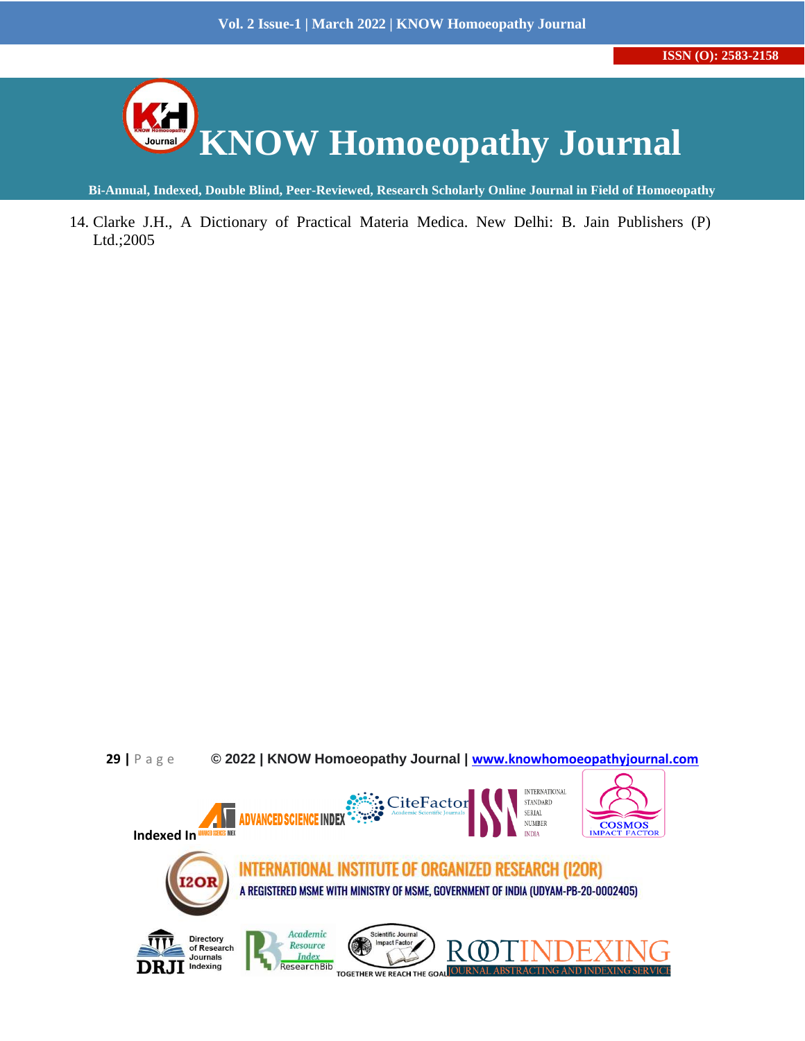14. Clarke J.H., A Dictionary of Practical Materia Medica. New Delhi: B. Jain Publishers (P) Ltd.;2005